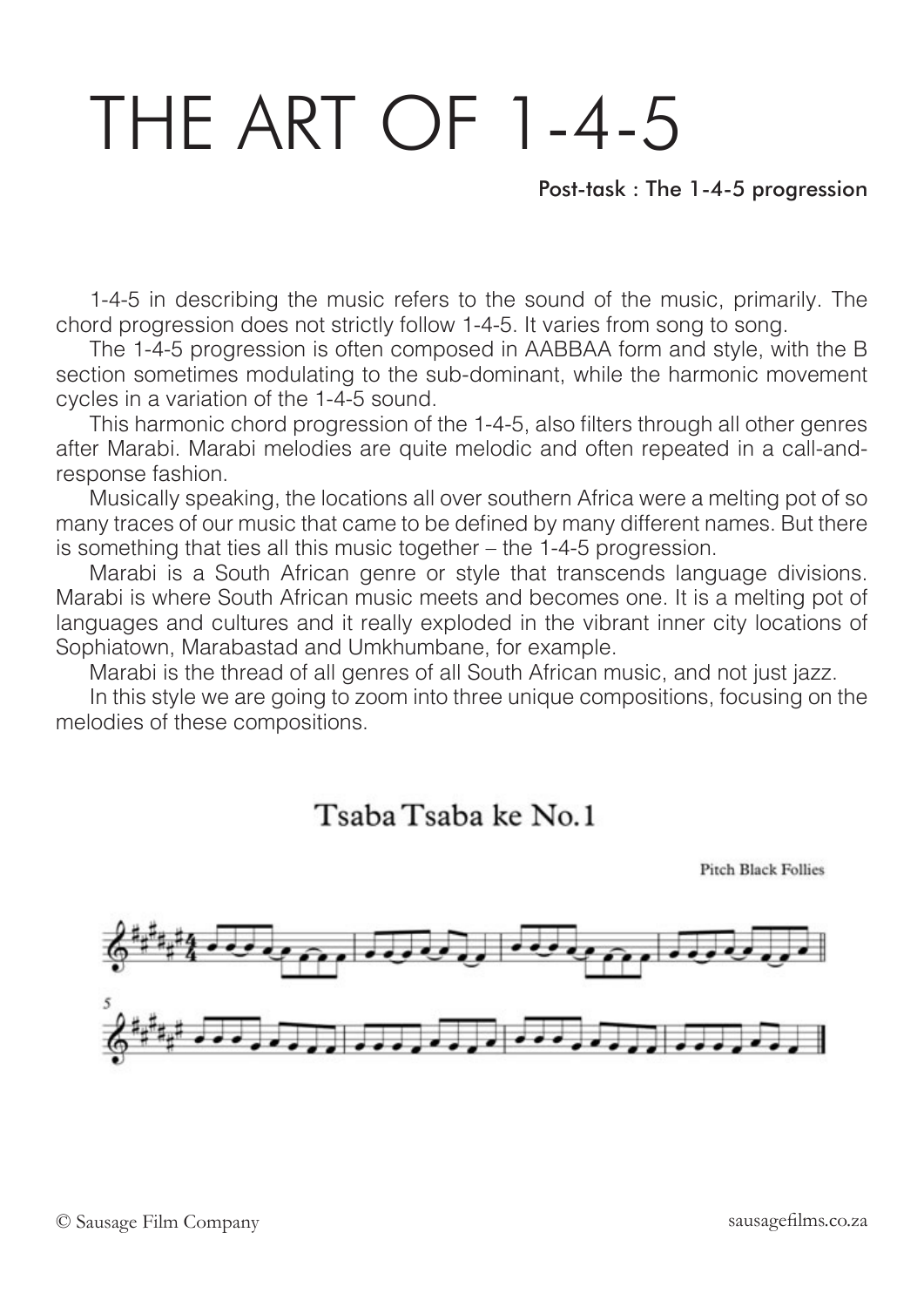# THE ART OF 1-4-5

**Post-task : The 1-4-5 progression**

1-4-5 in describing the music refers to the sound of the music, primarily. The chord progression does not strictly follow 1-4-5. It varies from song to song.

The 1-4-5 progression is often composed in AABBAA form and style, with the B section sometimes modulating to the sub-dominant, while the harmonic movement cycles in a variation of the 1-4-5 sound.

This harmonic chord progression of the 1-4-5, also filters through all other genres after Marabi. Marabi melodies are quite melodic and often repeated in a call-and-response fashion.

Musically speaking, the locations all over southern Africa were a melting pot of so many traces of our music that came to be defined by many different names. But there is something that ties all this music together – the 1-4-5 progression.

Marabi is a South African genre or style that transcends language divisions. Marabi is where South African music meets and becomes one. It is a melting pot of languages and cultures and it really exploded in the vibrant inner city locations of Sophiatown, Marabastad and Umkhumbane, for example.

Marabi is the thread of all genres of all South African music, and not just jazz.

In this style we are going to zoom into three unique compositions, focusing on the melodies of these compositions.

## Tsaba Tsaba ke No.1

Pitch Black Follies

5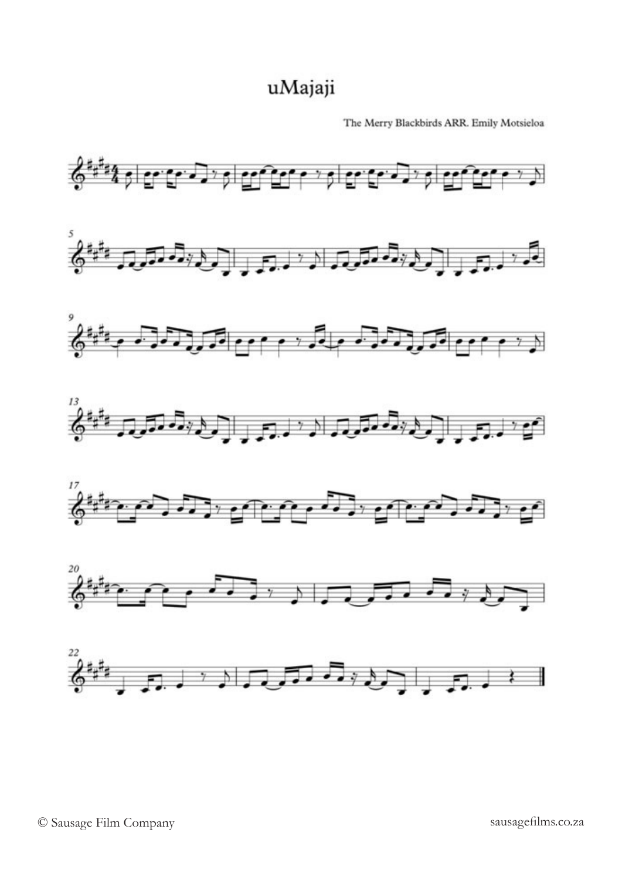# uMajaji

The Merry Blackbirds ARR. Emily Motsieloa

© Sausage Film Company

sausagefilms.co.za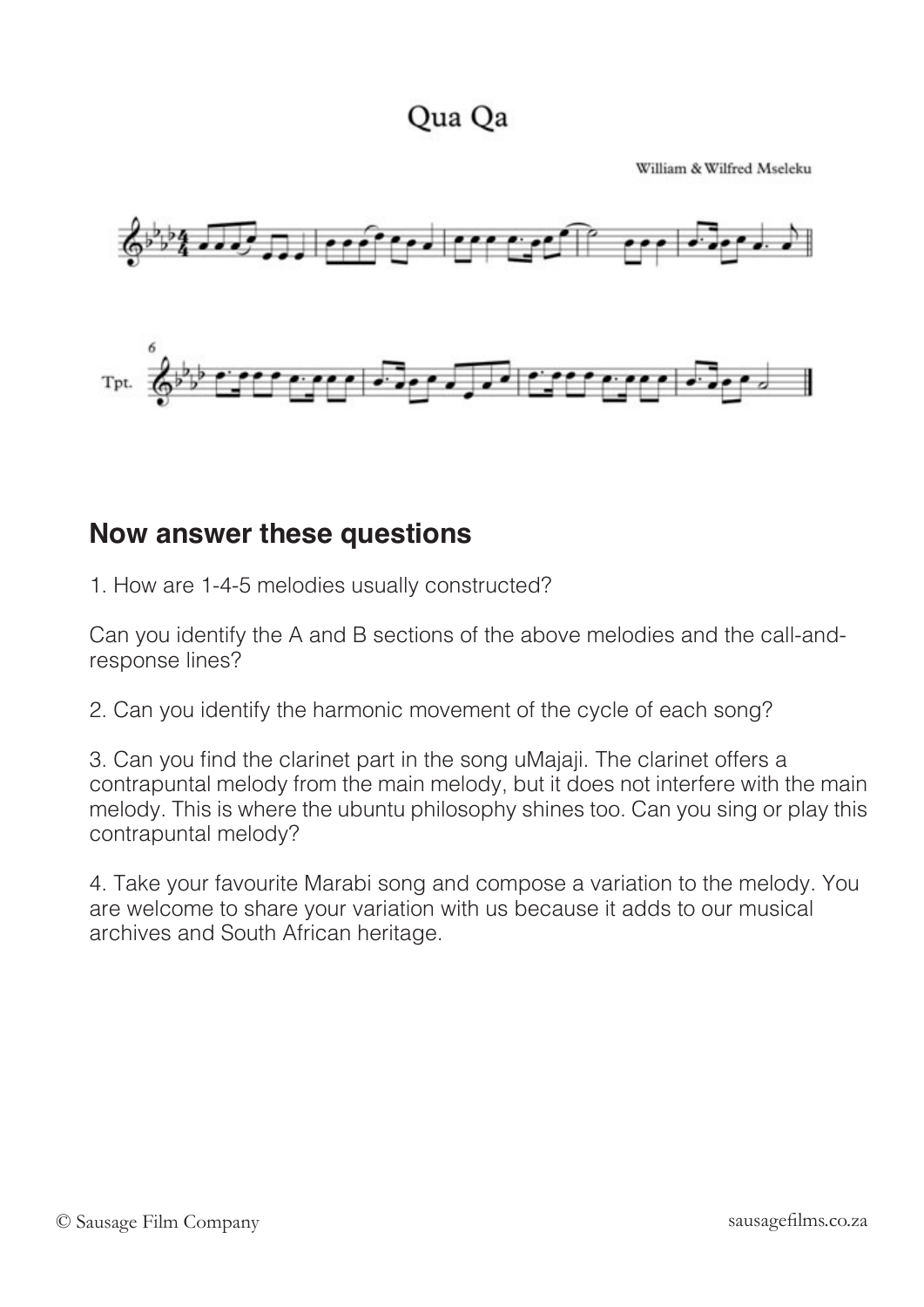# Qua Qa

William & Wilfred Mseleku

6

Tpt.

## Now answer these questions

1. How are 1-4-5 melodies usually constructed?

Can you identify the A and B sections of the above melodies and the call-and-response lines?

2. Can you identify the harmonic movement of the cycle of each song?

3. Can you find the clarinet part in the song uMajaji. The clarinet offers a contrapuntal melody from the main melody, but it does not interfere with the main melody. This is where the ubuntu philosophy shines too. Can you sing or play this contrapuntal melody?

4. Take your favourite Marabi song and compose a variation to the melody. You are welcome to share your variation with us because it adds to our musical archives and South African heritage.